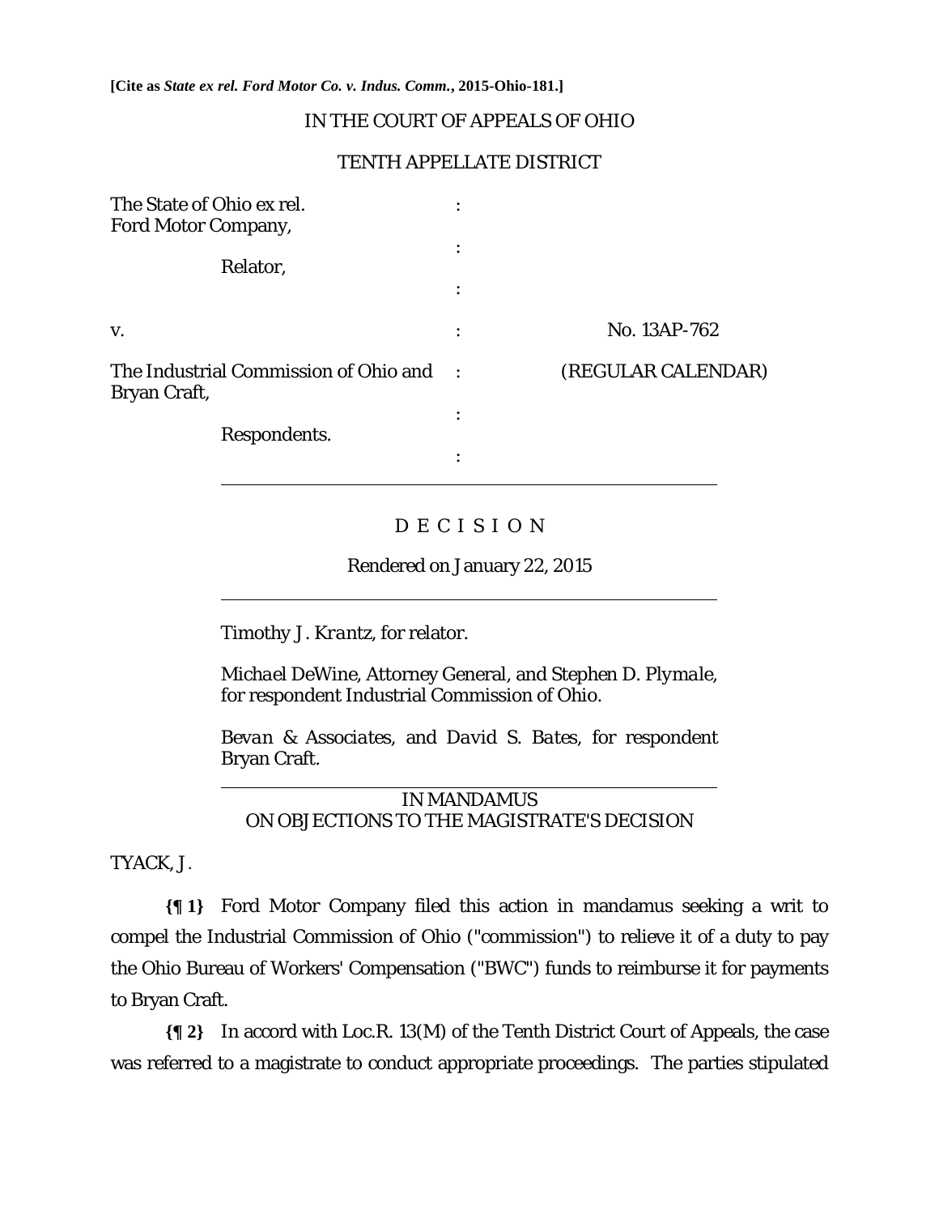**[Cite as *State ex rel. Ford Motor Co. v. Indus. Comm.*, 2015-Ohio-181.]**

IN THE COURT OF APPEALS OF OHIO

TENTH APPELLATE DISTRICT

| | | |
|---|---|---|
| The State of Ohio ex rel. Ford Motor Company, | : | |
| Relator, | : | |
| | : | |
| v. | : | No. 13AP-762 |
| The Industrial Commission of Ohio and Bryan Craft, | : | (REGULAR CALENDAR) |
| Respondents. | : | |
| | : | |

D E C I S I O N

Rendered on January 22, 2015

*Timothy J. Krantz*, for relator.

*Michael DeWine*, Attorney General, and *Stephen D. Plymale*, for respondent Industrial Commission of Ohio.

*Bevan & Associates*, and *David S. Bates*, for respondent Bryan Craft.

IN MANDAMUS
ON OBJECTIONS TO THE MAGISTRATE'S DECISION

TYACK, J.

**{¶ 1}** Ford Motor Company filed this action in mandamus seeking a writ to compel the Industrial Commission of Ohio ("commission") to relieve it of a duty to pay the Ohio Bureau of Workers' Compensation ("BWC") funds to reimburse it for payments to Bryan Craft.

**{¶ 2}** In accord with Loc.R. 13(M) of the Tenth District Court of Appeals, the case was referred to a magistrate to conduct appropriate proceedings. The parties stipulated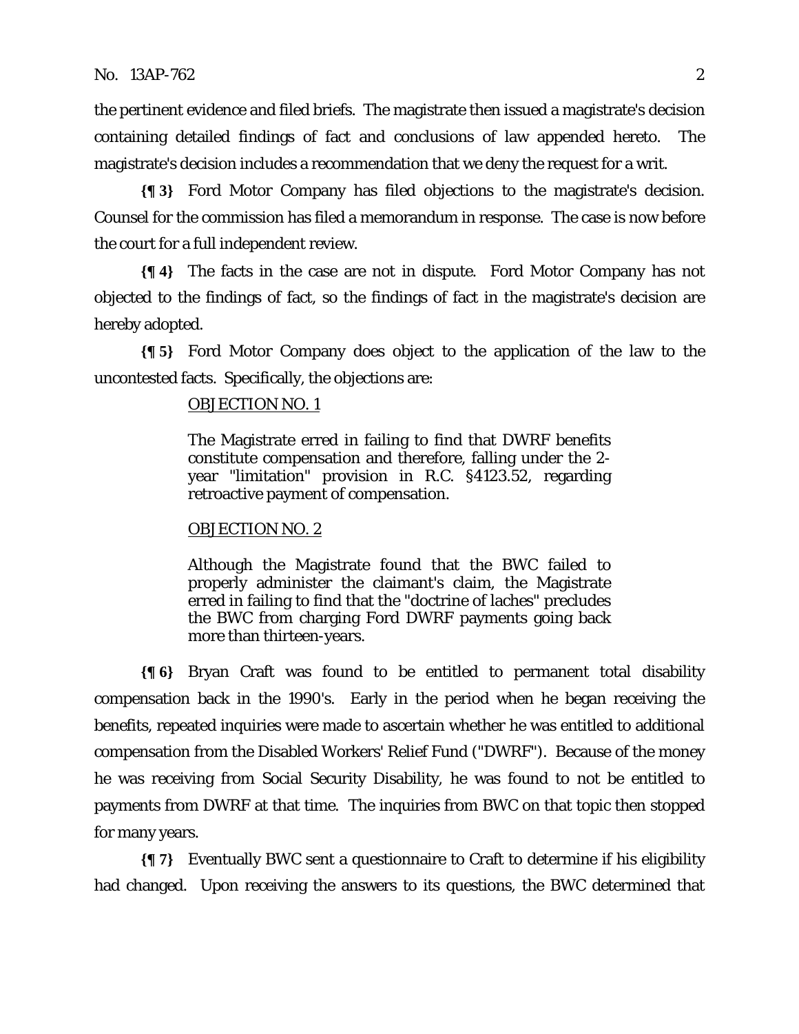the pertinent evidence and filed briefs. The magistrate then issued a magistrate's decision containing detailed findings of fact and conclusions of law appended hereto. The magistrate's decision includes a recommendation that we deny the request for a writ.

**{¶ 3}** Ford Motor Company has filed objections to the magistrate's decision. Counsel for the commission has filed a memorandum in response. The case is now before the court for a full independent review.

**{¶ 4}** The facts in the case are not in dispute. Ford Motor Company has not objected to the findings of fact, so the findings of fact in the magistrate's decision are hereby adopted.

**{¶ 5}** Ford Motor Company does object to the application of the law to the uncontested facts. Specifically, the objections are:

> OBJECTION NO. 1
>
> The Magistrate erred in failing to find that DWRF benefits constitute compensation and therefore, falling under the 2-year "limitation" provision in R.C. §4123.52, regarding retroactive payment of compensation.
>
> OBJECTION NO. 2
>
> Although the Magistrate found that the BWC failed to properly administer the claimant's claim, the Magistrate erred in failing to find that the "doctrine of laches" precludes the BWC from charging Ford DWRF payments going back more than thirteen-years.

**{¶ 6}** Bryan Craft was found to be entitled to permanent total disability compensation back in the 1990's. Early in the period when he began receiving the benefits, repeated inquiries were made to ascertain whether he was entitled to additional compensation from the Disabled Workers' Relief Fund ("DWRF"). Because of the money he was receiving from Social Security Disability, he was found to not be entitled to payments from DWRF at that time. The inquiries from BWC on that topic then stopped for many years.

**{¶ 7}** Eventually BWC sent a questionnaire to Craft to determine if his eligibility had changed. Upon receiving the answers to its questions, the BWC determined that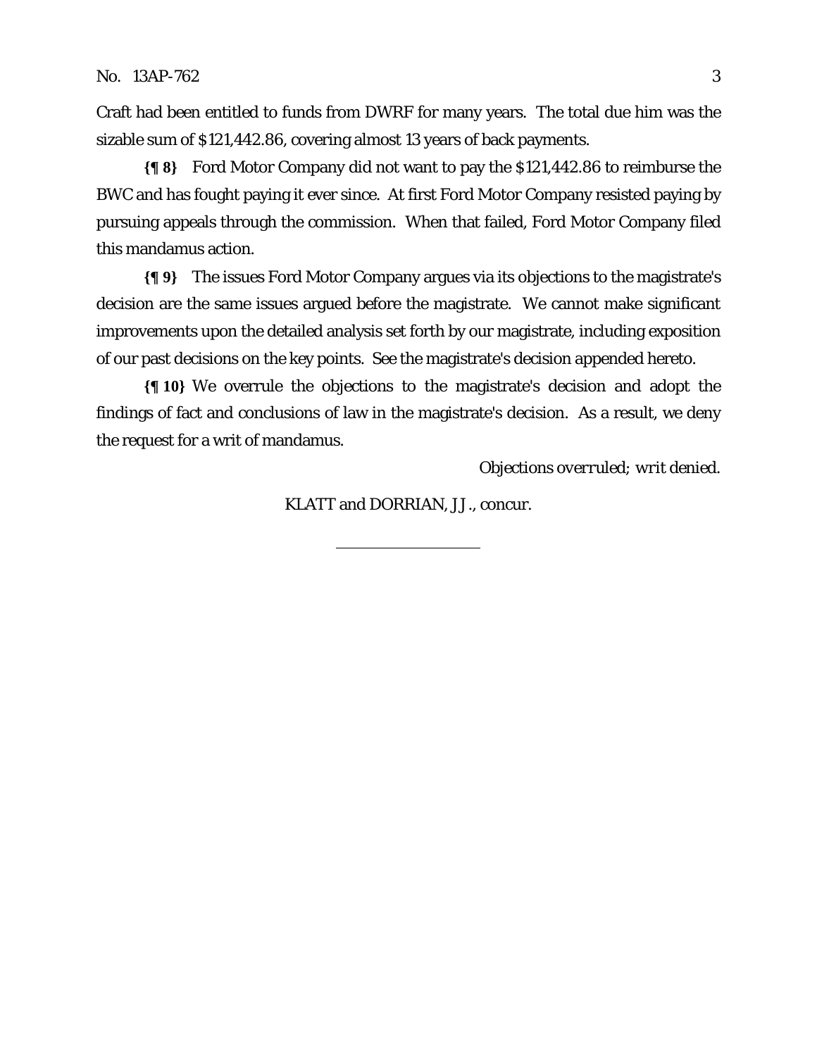Craft had been entitled to funds from DWRF for many years. The total due him was the sizable sum of $121,442.86, covering almost 13 years of back payments.

**{¶ 8}** Ford Motor Company did not want to pay the $121,442.86 to reimburse the BWC and has fought paying it ever since. At first Ford Motor Company resisted paying by pursuing appeals through the commission. When that failed, Ford Motor Company filed this mandamus action.

**{¶ 9}** The issues Ford Motor Company argues via its objections to the magistrate's decision are the same issues argued before the magistrate. We cannot make significant improvements upon the detailed analysis set forth by our magistrate, including exposition of our past decisions on the key points. See the magistrate's decision appended hereto.

**{¶ 10}** We overrule the objections to the magistrate's decision and adopt the findings of fact and conclusions of law in the magistrate's decision. As a result, we deny the request for a writ of mandamus.

*Objections overruled; writ denied.*

KLATT and DORRIAN, JJ., concur.

---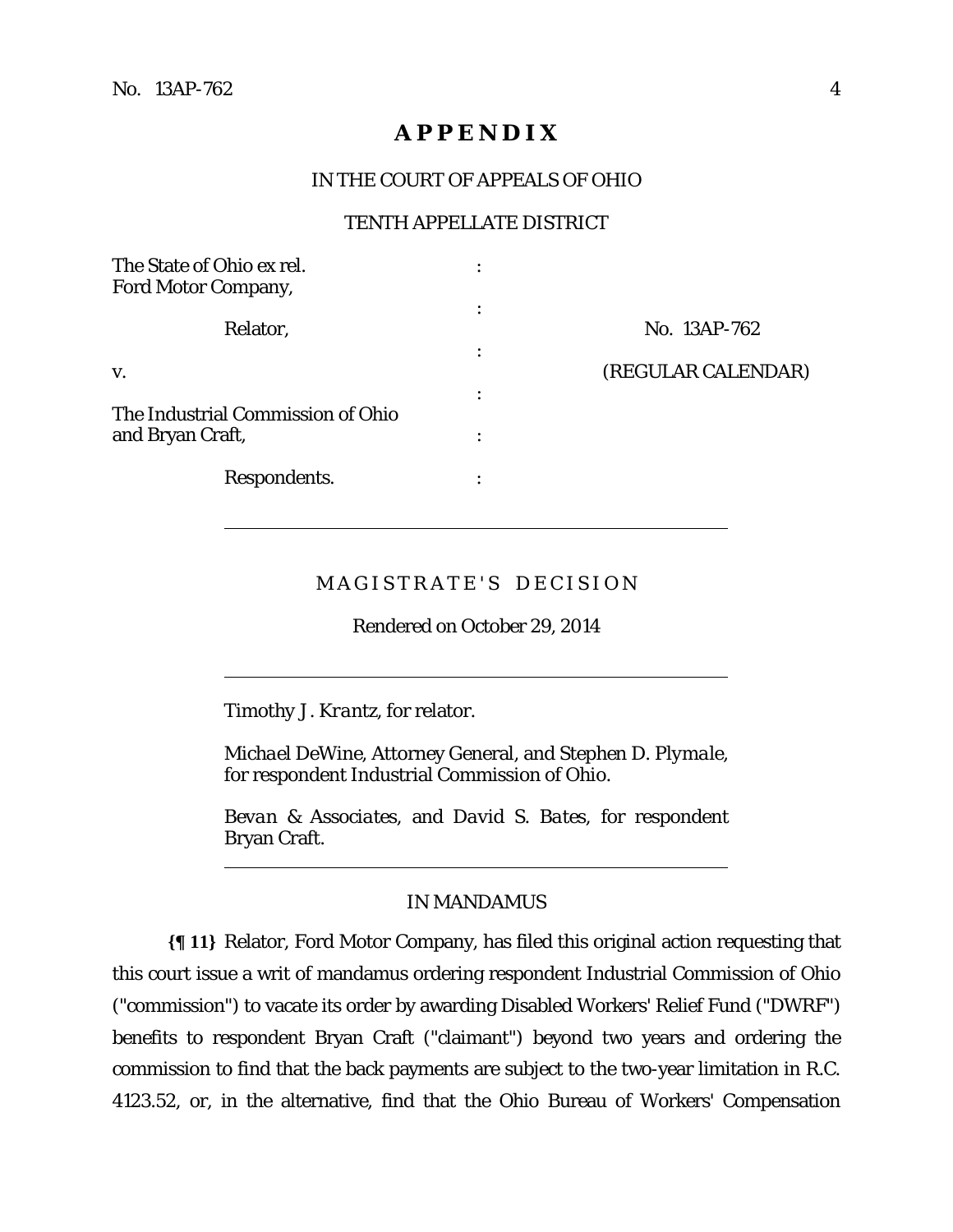# APPENDIX

IN THE COURT OF APPEALS OF OHIO

TENTH APPELLATE DISTRICT

| | | |
|---|---|---|
| The State of Ohio ex rel. Ford Motor Company, | : | |
| Relator, | : | No. 13AP-762 |
| v. | : | (REGULAR CALENDAR) |
| The Industrial Commission of Ohio and Bryan Craft, | : | |
| Respondents. | : | |

---

MAGISTRATE'S DECISION

Rendered on October 29, 2014

---

*Timothy J. Krantz*, for relator.

*Michael DeWine*, Attorney General, and *Stephen D. Plymale*, for respondent Industrial Commission of Ohio.

*Bevan & Associates*, and *David S. Bates*, for respondent Bryan Craft.

---

IN MANDAMUS

**{¶ 11}** Relator, Ford Motor Company, has filed this original action requesting that this court issue a writ of mandamus ordering respondent Industrial Commission of Ohio ("commission") to vacate its order by awarding Disabled Workers' Relief Fund ("DWRF") benefits to respondent Bryan Craft ("claimant") beyond two years and ordering the commission to find that the back payments are subject to the two-year limitation in R.C. 4123.52, or, in the alternative, find that the Ohio Bureau of Workers' Compensation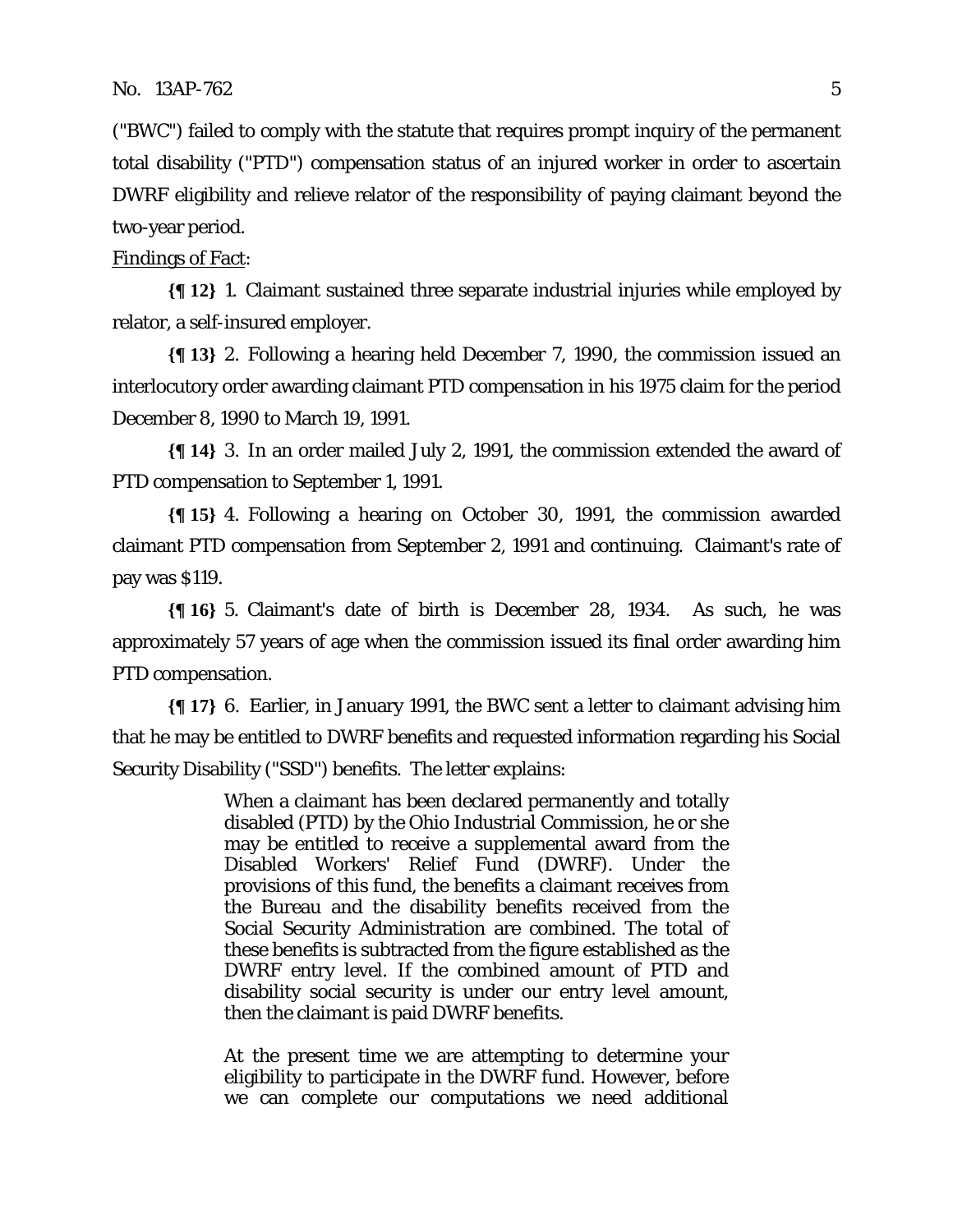("BWC") failed to comply with the statute that requires prompt inquiry of the permanent total disability ("PTD") compensation status of an injured worker in order to ascertain DWRF eligibility and relieve relator of the responsibility of paying claimant beyond the two-year period.

Findings of Fact:

**{¶ 12}** 1. Claimant sustained three separate industrial injuries while employed by relator, a self-insured employer.

**{¶ 13}** 2. Following a hearing held December 7, 1990, the commission issued an interlocutory order awarding claimant PTD compensation in his 1975 claim for the period December 8, 1990 to March 19, 1991.

**{¶ 14}** 3. In an order mailed July 2, 1991, the commission extended the award of PTD compensation to September 1, 1991.

**{¶ 15}** 4. Following a hearing on October 30, 1991, the commission awarded claimant PTD compensation from September 2, 1991 and continuing. Claimant's rate of pay was $119.

**{¶ 16}** 5. Claimant's date of birth is December 28, 1934. As such, he was approximately 57 years of age when the commission issued its final order awarding him PTD compensation.

**{¶ 17}** 6. Earlier, in January 1991, the BWC sent a letter to claimant advising him that he may be entitled to DWRF benefits and requested information regarding his Social Security Disability ("SSD") benefits. The letter explains:

> When a claimant has been declared permanently and totally disabled (PTD) by the Ohio Industrial Commission, he or she may be entitled to receive a supplemental award from the Disabled Workers' Relief Fund (DWRF). Under the provisions of this fund, the benefits a claimant receives from the Bureau and the disability benefits received from the Social Security Administration are combined. The total of these benefits is subtracted from the figure established as the DWRF entry level. If the combined amount of PTD and disability social security is under our entry level amount, then the claimant is paid DWRF benefits.
>
> At the present time we are attempting to determine your eligibility to participate in the DWRF fund. However, before we can complete our computations we need additional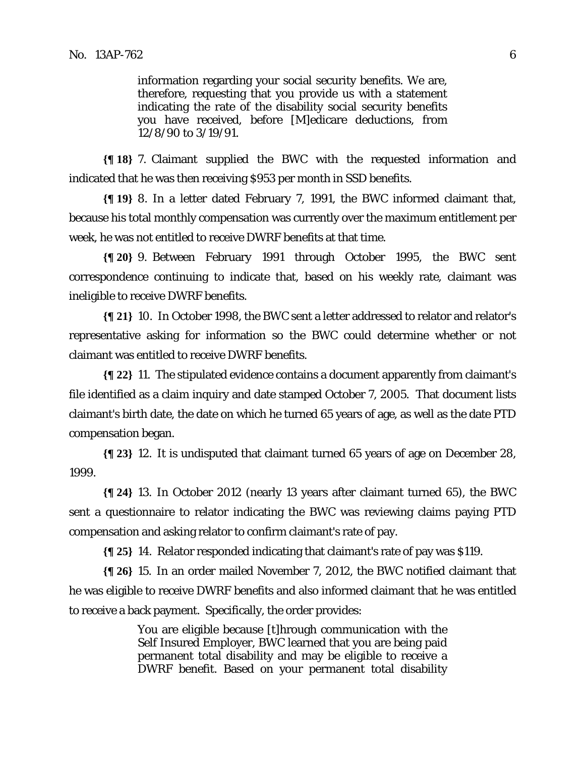> information regarding your social security benefits. We are, therefore, requesting that you provide us with a statement indicating the rate of the disability social security benefits you have received, before [M]edicare deductions, from 12/8/90 to 3/19/91.

**{¶ 18}** 7. Claimant supplied the BWC with the requested information and indicated that he was then receiving $953 per month in SSD benefits.

**{¶ 19}** 8. In a letter dated February 7, 1991, the BWC informed claimant that, because his total monthly compensation was currently over the maximum entitlement per week, he was not entitled to receive DWRF benefits at that time.

**{¶ 20}** 9. Between February 1991 through October 1995, the BWC sent correspondence continuing to indicate that, based on his weekly rate, claimant was ineligible to receive DWRF benefits.

**{¶ 21}** 10. In October 1998, the BWC sent a letter addressed to relator and relator's representative asking for information so the BWC could determine whether or not claimant was entitled to receive DWRF benefits.

**{¶ 22}** 11. The stipulated evidence contains a document apparently from claimant's file identified as a claim inquiry and date stamped October 7, 2005. That document lists claimant's birth date, the date on which he turned 65 years of age, as well as the date PTD compensation began.

**{¶ 23}** 12. It is undisputed that claimant turned 65 years of age on December 28, 1999.

**{¶ 24}** 13. In October 2012 (nearly 13 years after claimant turned 65), the BWC sent a questionnaire to relator indicating the BWC was reviewing claims paying PTD compensation and asking relator to confirm claimant's rate of pay.

**{¶ 25}** 14. Relator responded indicating that claimant's rate of pay was $119.

**{¶ 26}** 15. In an order mailed November 7, 2012, the BWC notified claimant that he was eligible to receive DWRF benefits and also informed claimant that he was entitled to receive a back payment. Specifically, the order provides:

> You are eligible because [t]hrough communication with the Self Insured Employer, BWC learned that you are being paid permanent total disability and may be eligible to receive a DWRF benefit. Based on your permanent total disability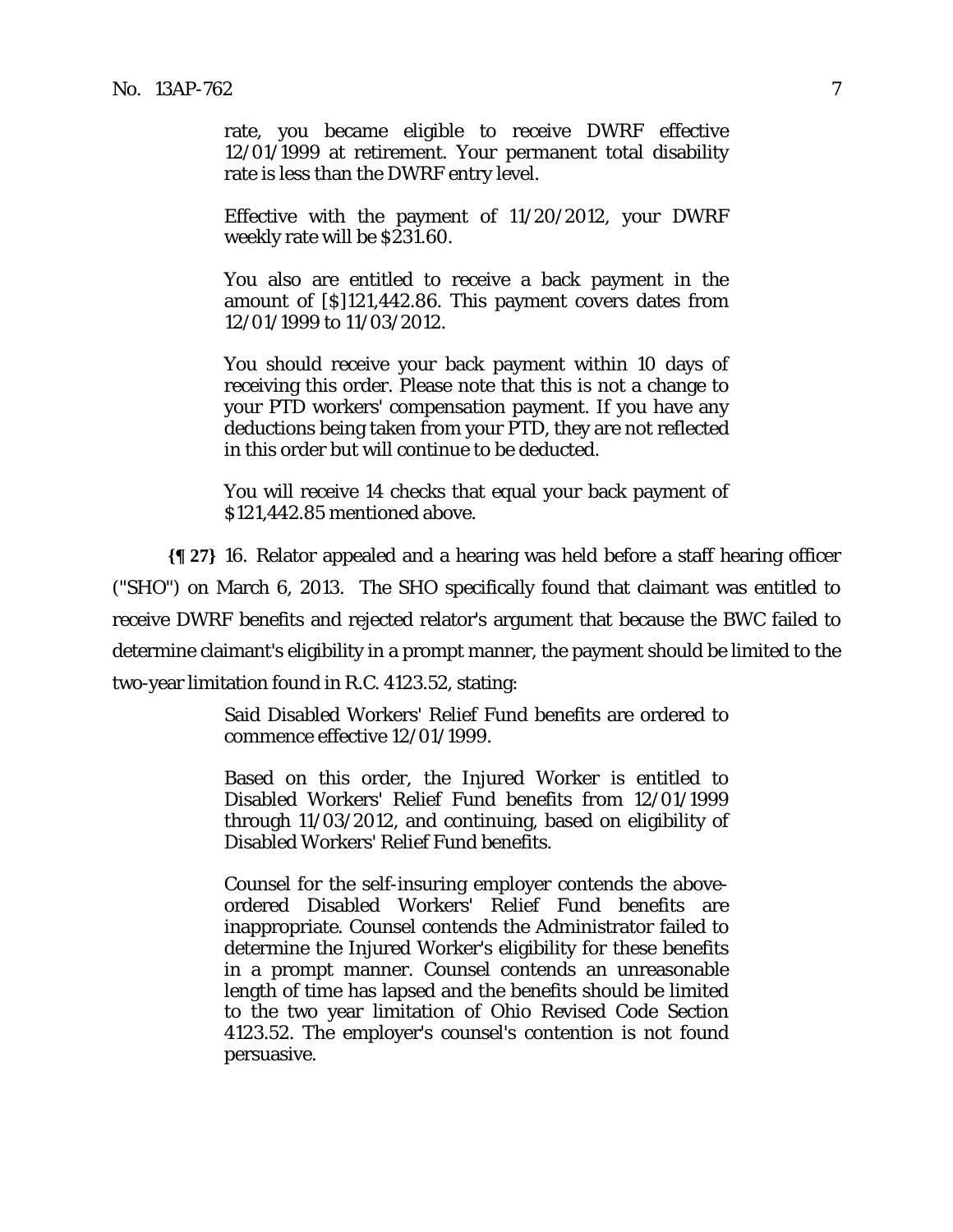> rate, you became eligible to receive DWRF effective 12/01/1999 at retirement. Your permanent total disability rate is less than the DWRF entry level.
>
> Effective with the payment of 11/20/2012, your DWRF weekly rate will be $231.60.
>
> You also are entitled to receive a back payment in the amount of [$]121,442.86. This payment covers dates from 12/01/1999 to 11/03/2012.
>
> You should receive your back payment within 10 days of receiving this order. Please note that this is not a change to your PTD workers' compensation payment. If you have any deductions being taken from your PTD, they are not reflected in this order but will continue to be deducted.
>
> You will receive 14 checks that equal your back payment of $121,442.85 mentioned above.

**{¶ 27}** 16. Relator appealed and a hearing was held before a staff hearing officer ("SHO") on March 6, 2013. The SHO specifically found that claimant was entitled to receive DWRF benefits and rejected relator's argument that because the BWC failed to determine claimant's eligibility in a prompt manner, the payment should be limited to the two-year limitation found in R.C. 4123.52, stating:

> Said Disabled Workers' Relief Fund benefits are ordered to commence effective 12/01/1999.
>
> Based on this order, the Injured Worker is entitled to Disabled Workers' Relief Fund benefits from 12/01/1999 through 11/03/2012, and continuing, based on eligibility of Disabled Workers' Relief Fund benefits.
>
> Counsel for the self-insuring employer contends the above-ordered Disabled Workers' Relief Fund benefits are inappropriate. Counsel contends the Administrator failed to determine the Injured Worker's eligibility for these benefits in a prompt manner. Counsel contends an unreasonable length of time has lapsed and the benefits should be limited to the two year limitation of Ohio Revised Code Section 4123.52. The employer's counsel's contention is not found persuasive.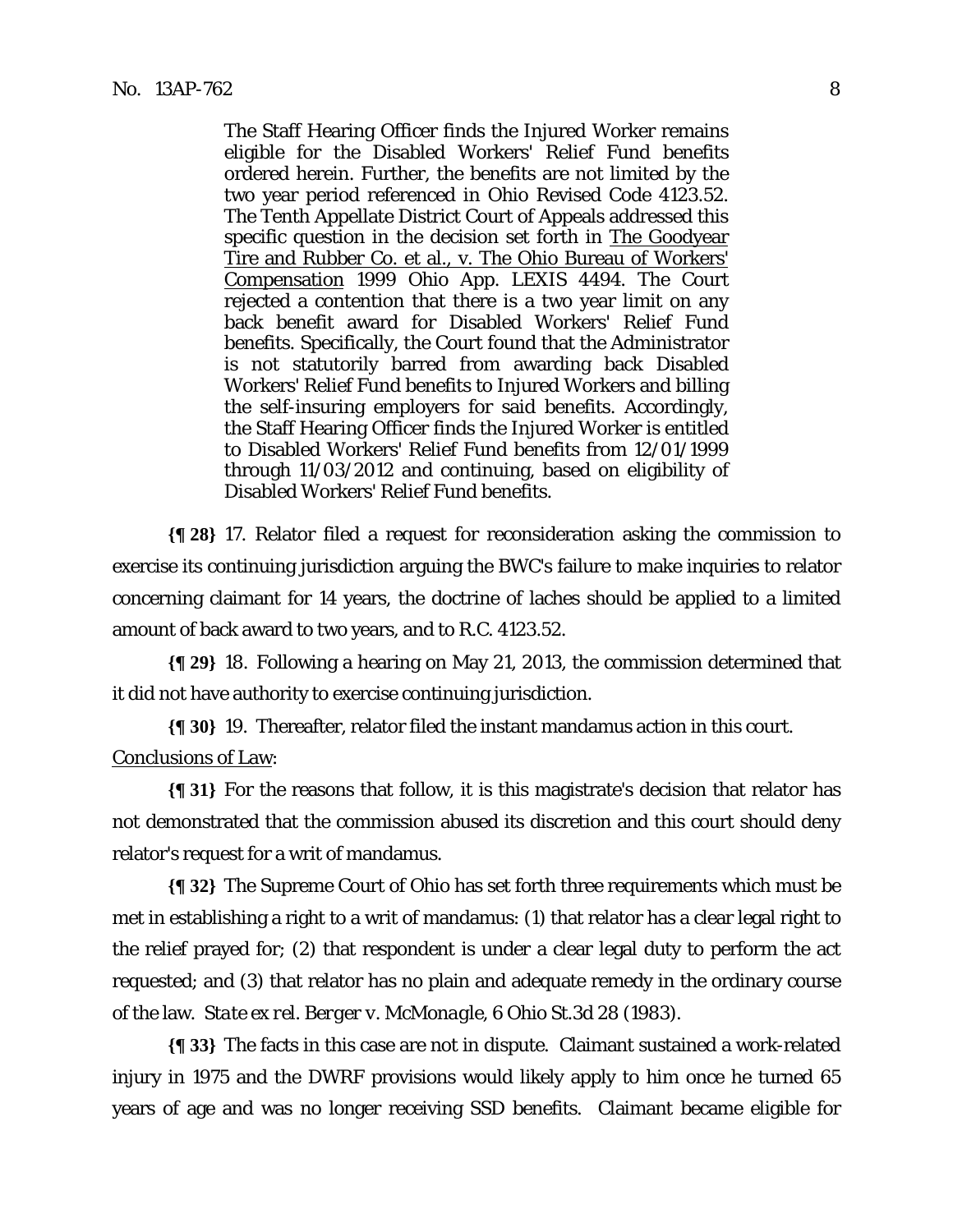> The Staff Hearing Officer finds the Injured Worker remains eligible for the Disabled Workers' Relief Fund benefits ordered herein. Further, the benefits are not limited by the two year period referenced in Ohio Revised Code 4123.52. The Tenth Appellate District Court of Appeals addressed this specific question in the decision set forth in The Goodyear Tire and Rubber Co. et al., v. The Ohio Bureau of Workers' Compensation 1999 Ohio App. LEXIS 4494. The Court rejected a contention that there is a two year limit on any back benefit award for Disabled Workers' Relief Fund benefits. Specifically, the Court found that the Administrator is not statutorily barred from awarding back Disabled Workers' Relief Fund benefits to Injured Workers and billing the self-insuring employers for said benefits. Accordingly, the Staff Hearing Officer finds the Injured Worker is entitled to Disabled Workers' Relief Fund benefits from 12/01/1999 through 11/03/2012 and continuing, based on eligibility of Disabled Workers' Relief Fund benefits.

**{¶ 28}** 17. Relator filed a request for reconsideration asking the commission to exercise its continuing jurisdiction arguing the BWC's failure to make inquiries to relator concerning claimant for 14 years, the doctrine of laches should be applied to a limited amount of back award to two years, and to R.C. 4123.52.

**{¶ 29}** 18. Following a hearing on May 21, 2013, the commission determined that it did not have authority to exercise continuing jurisdiction.

**{¶ 30}** 19. Thereafter, relator filed the instant mandamus action in this court.

Conclusions of Law:

**{¶ 31}** For the reasons that follow, it is this magistrate's decision that relator has not demonstrated that the commission abused its discretion and this court should deny relator's request for a writ of mandamus.

**{¶ 32}** The Supreme Court of Ohio has set forth three requirements which must be met in establishing a right to a writ of mandamus: (1) that relator has a clear legal right to the relief prayed for; (2) that respondent is under a clear legal duty to perform the act requested; and (3) that relator has no plain and adequate remedy in the ordinary course of the law. *State ex rel. Berger v. McMonagle*, 6 Ohio St.3d 28 (1983).

**{¶ 33}** The facts in this case are not in dispute. Claimant sustained a work-related injury in 1975 and the DWRF provisions would likely apply to him once he turned 65 years of age and was no longer receiving SSD benefits. Claimant became eligible for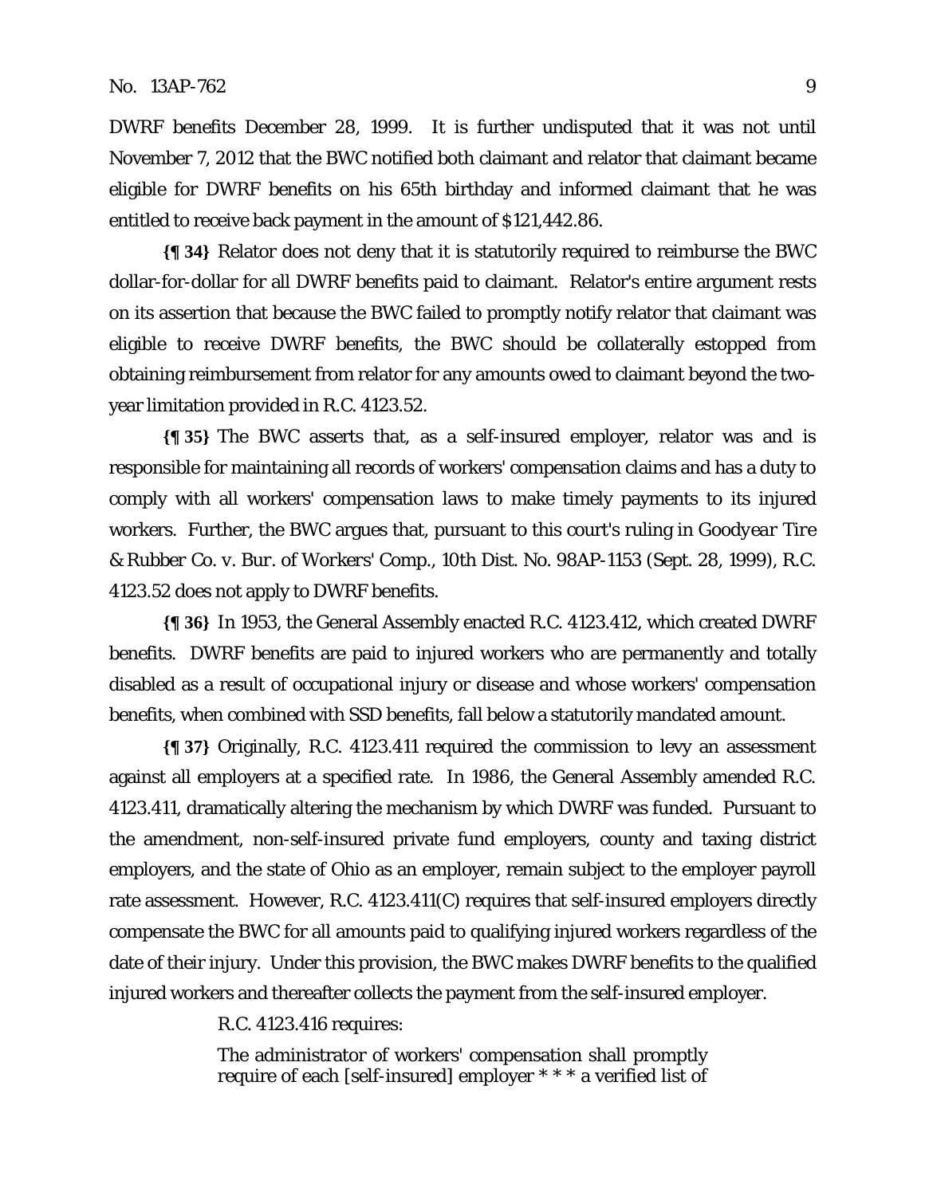DWRF benefits December 28, 1999. It is further undisputed that it was not until November 7, 2012 that the BWC notified both claimant and relator that claimant became eligible for DWRF benefits on his 65th birthday and informed claimant that he was entitled to receive back payment in the amount of $121,442.86.

**{¶ 34}** Relator does not deny that it is statutorily required to reimburse the BWC dollar-for-dollar for all DWRF benefits paid to claimant. Relator's entire argument rests on its assertion that because the BWC failed to promptly notify relator that claimant was eligible to receive DWRF benefits, the BWC should be collaterally estopped from obtaining reimbursement from relator for any amounts owed to claimant beyond the two-year limitation provided in R.C. 4123.52.

**{¶ 35}** The BWC asserts that, as a self-insured employer, relator was and is responsible for maintaining all records of workers' compensation claims and has a duty to comply with all workers' compensation laws to make timely payments to its injured workers. Further, the BWC argues that, pursuant to this court's ruling in *Goodyear Tire & Rubber Co. v. Bur. of Workers' Comp.*, 10th Dist. No. 98AP-1153 (Sept. 28, 1999), R.C. 4123.52 does not apply to DWRF benefits.

**{¶ 36}** In 1953, the General Assembly enacted R.C. 4123.412, which created DWRF benefits. DWRF benefits are paid to injured workers who are permanently and totally disabled as a result of occupational injury or disease and whose workers' compensation benefits, when combined with SSD benefits, fall below a statutorily mandated amount.

**{¶ 37}** Originally, R.C. 4123.411 required the commission to levy an assessment against all employers at a specified rate. In 1986, the General Assembly amended R.C. 4123.411, dramatically altering the mechanism by which DWRF was funded. Pursuant to the amendment, non-self-insured private fund employers, county and taxing district employers, and the state of Ohio as an employer, remain subject to the employer payroll rate assessment. However, R.C. 4123.411(C) requires that self-insured employers directly compensate the BWC for all amounts paid to qualifying injured workers regardless of the date of their injury. Under this provision, the BWC makes DWRF benefits to the qualified injured workers and thereafter collects the payment from the self-insured employer.

R.C. 4123.416 requires:

> The administrator of workers' compensation shall promptly require of each [self-insured] employer * * * a verified list of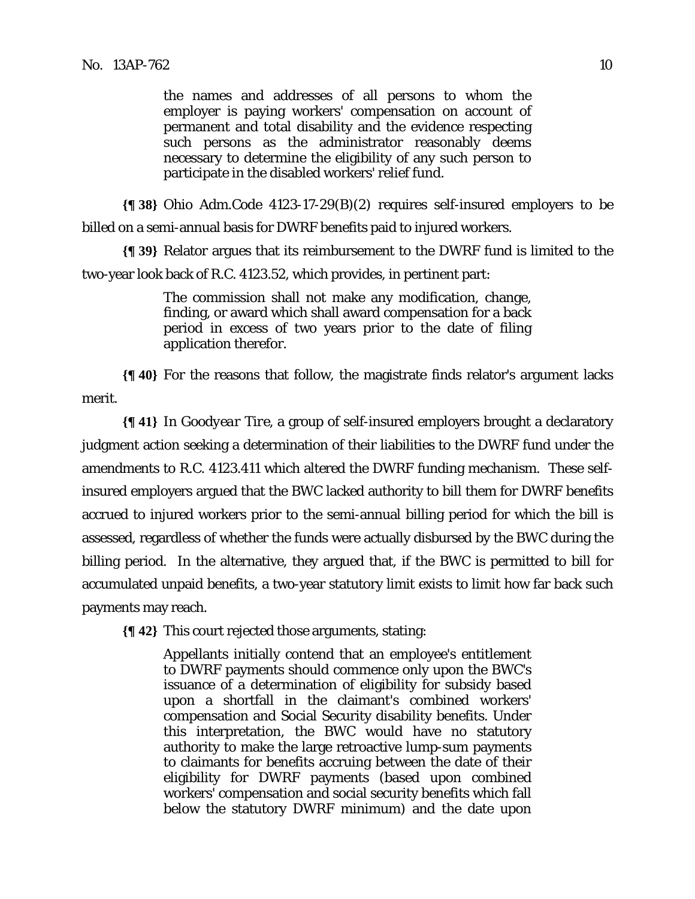> the names and addresses of all persons to whom the employer is paying workers' compensation on account of permanent and total disability and the evidence respecting such persons as the administrator reasonably deems necessary to determine the eligibility of any such person to participate in the disabled workers' relief fund.

**{¶ 38}** Ohio Adm.Code 4123-17-29(B)(2) requires self-insured employers to be billed on a semi-annual basis for DWRF benefits paid to injured workers.

**{¶ 39}** Relator argues that its reimbursement to the DWRF fund is limited to the two-year look back of R.C. 4123.52, which provides, in pertinent part:

> The commission shall not make any modification, change, finding, or award which shall award compensation for a back period in excess of two years prior to the date of filing application therefor.

**{¶ 40}** For the reasons that follow, the magistrate finds relator's argument lacks merit.

**{¶ 41}** In *Goodyear Tire*, a group of self-insured employers brought a declaratory judgment action seeking a determination of their liabilities to the DWRF fund under the amendments to R.C. 4123.411 which altered the DWRF funding mechanism. These self-insured employers argued that the BWC lacked authority to bill them for DWRF benefits accrued to injured workers prior to the semi-annual billing period for which the bill is assessed, regardless of whether the funds were actually disbursed by the BWC during the billing period. In the alternative, they argued that, if the BWC is permitted to bill for accumulated unpaid benefits, a two-year statutory limit exists to limit how far back such payments may reach.

**{¶ 42}** This court rejected those arguments, stating:

> Appellants initially contend that an employee's entitlement to DWRF payments should commence only upon the BWC's issuance of a determination of eligibility for subsidy based upon a shortfall in the claimant's combined workers' compensation and Social Security disability benefits. Under this interpretation, the BWC would have no statutory authority to make the large retroactive lump-sum payments to claimants for benefits accruing between the date of their eligibility for DWRF payments (based upon combined workers' compensation and social security benefits which fall below the statutory DWRF minimum) and the date upon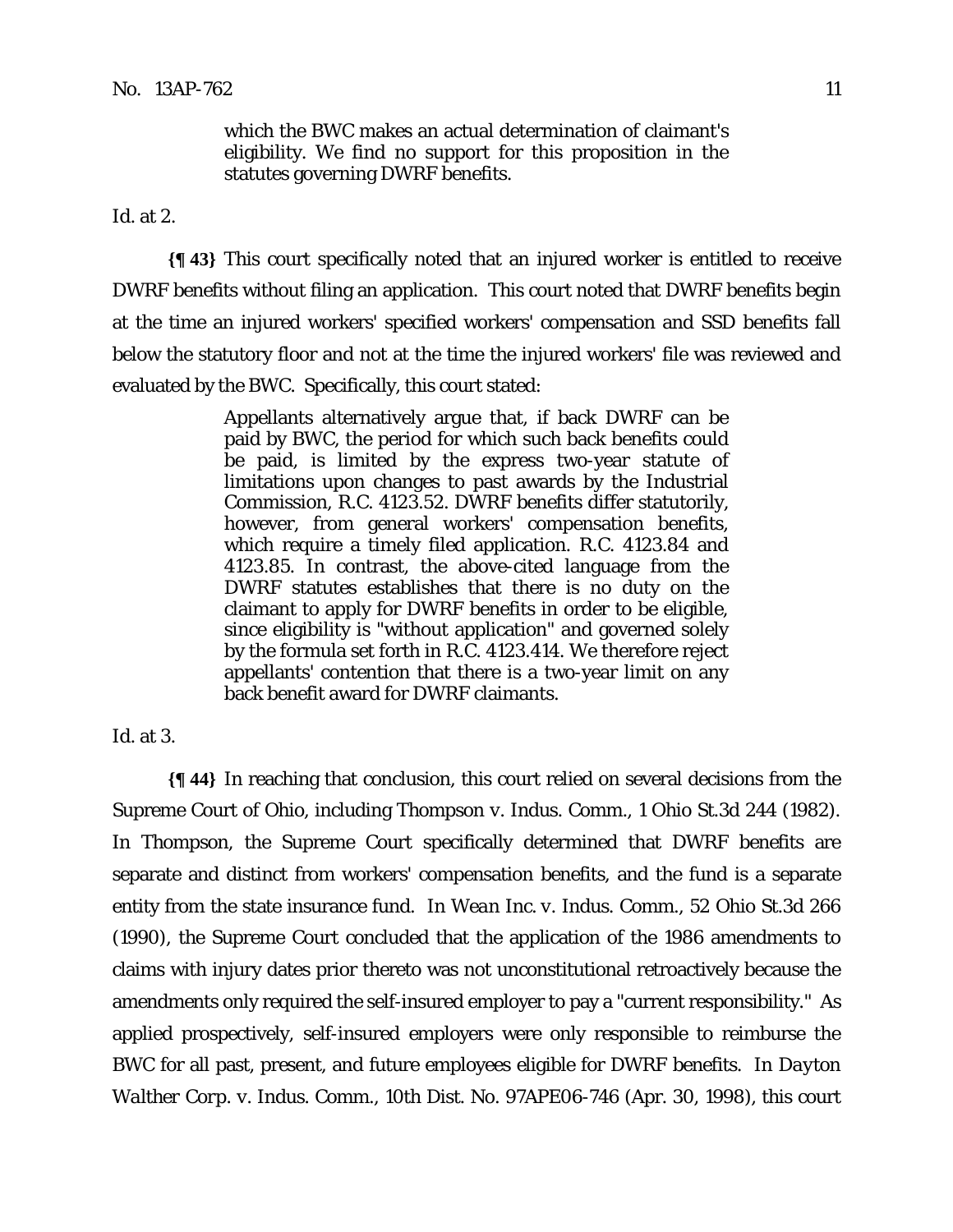> which the BWC makes an actual determination of claimant's eligibility. We find no support for this proposition in the statutes governing DWRF benefits.

Id. at 2.

**{¶ 43}** This court specifically noted that an injured worker is entitled to receive DWRF benefits without filing an application. This court noted that DWRF benefits begin at the time an injured workers' specified workers' compensation and SSD benefits fall below the statutory floor and not at the time the injured workers' file was reviewed and evaluated by the BWC. Specifically, this court stated:

> Appellants alternatively argue that, if back DWRF can be paid by BWC, the period for which such back benefits could be paid, is limited by the express two-year statute of limitations upon changes to past awards by the Industrial Commission, R.C. 4123.52. DWRF benefits differ statutorily, however, from general workers' compensation benefits, which require a timely filed application. R.C. 4123.84 and 4123.85. In contrast, the above-cited language from the DWRF statutes establishes that there is no duty on the claimant to apply for DWRF benefits in order to be eligible, since eligibility is "without application" and governed solely by the formula set forth in R.C. 4123.414. We therefore reject appellants' contention that there is a two-year limit on any back benefit award for DWRF claimants.

Id. at 3.

**{¶ 44}** In reaching that conclusion, this court relied on several decisions from the Supreme Court of Ohio, including Thompson v. Indus. Comm., 1 Ohio St.3d 244 (1982). In Thompson, the Supreme Court specifically determined that DWRF benefits are separate and distinct from workers' compensation benefits, and the fund is a separate entity from the state insurance fund. In *Wean Inc. v. Indus. Comm.*, 52 Ohio St.3d 266 (1990), the Supreme Court concluded that the application of the 1986 amendments to claims with injury dates prior thereto was not unconstitutional retroactively because the amendments only required the self-insured employer to pay a "current responsibility." As applied prospectively, self-insured employers were only responsible to reimburse the BWC for all past, present, and future employees eligible for DWRF benefits. In *Dayton Walther Corp. v. Indus. Comm.*, 10th Dist. No. 97APE06-746 (Apr. 30, 1998), this court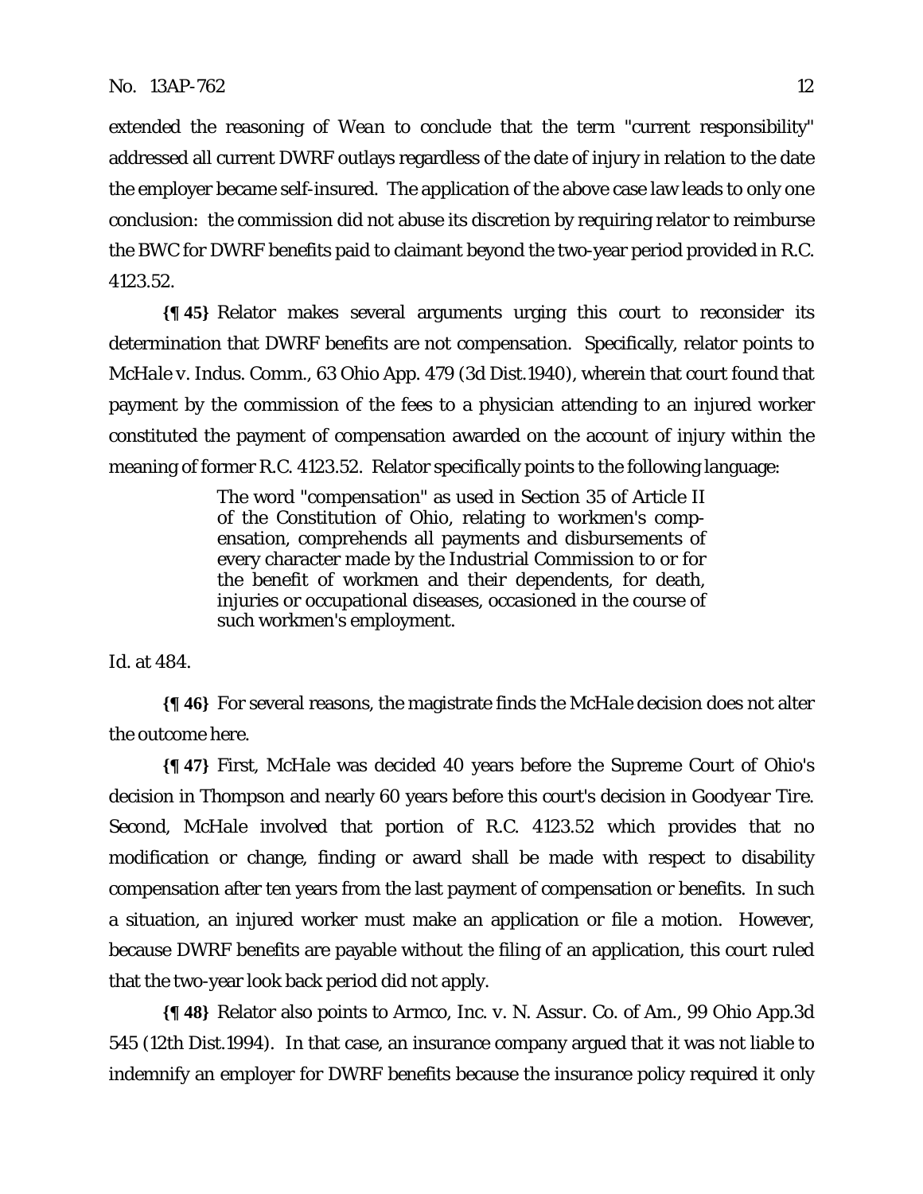extended the reasoning of *Wean* to conclude that the term "current responsibility" addressed all current DWRF outlays regardless of the date of injury in relation to the date the employer became self-insured. The application of the above case law leads to only one conclusion: the commission did not abuse its discretion by requiring relator to reimburse the BWC for DWRF benefits paid to claimant beyond the two-year period provided in R.C. 4123.52.

**{¶ 45}** Relator makes several arguments urging this court to reconsider its determination that DWRF benefits are not compensation. Specifically, relator points to *McHale v. Indus. Comm.*, 63 Ohio App. 479 (3d Dist.1940), wherein that court found that payment by the commission of the fees to a physician attending to an injured worker constituted the payment of compensation awarded on the account of injury within the meaning of former R.C. 4123.52. Relator specifically points to the following language:

> The word "compensation" as used in Section 35 of Article II of the Constitution of Ohio, relating to workmen's compensation, comprehends all payments and disbursements of every character made by the Industrial Commission to or for the benefit of workmen and their dependents, for death, injuries or occupational diseases, occasioned in the course of such workmen's employment.

*Id.* at 484.

**{¶ 46}** For several reasons, the magistrate finds the *McHale* decision does not alter the outcome here.

**{¶ 47}** First, *McHale* was decided 40 years before the Supreme Court of Ohio's decision in Thompson and nearly 60 years before this court's decision in *Goodyear Tire*. Second, *McHale* involved that portion of R.C. 4123.52 which provides that no modification or change, finding or award shall be made with respect to disability compensation after ten years from the last payment of compensation or benefits. In such a situation, an injured worker must make an application or file a motion. However, because DWRF benefits are payable without the filing of an application, this court ruled that the two-year look back period did not apply.

**{¶ 48}** Relator also points to *Armco, Inc. v. N. Assur. Co. of Am.*, 99 Ohio App.3d 545 (12th Dist.1994). In that case, an insurance company argued that it was not liable to indemnify an employer for DWRF benefits because the insurance policy required it only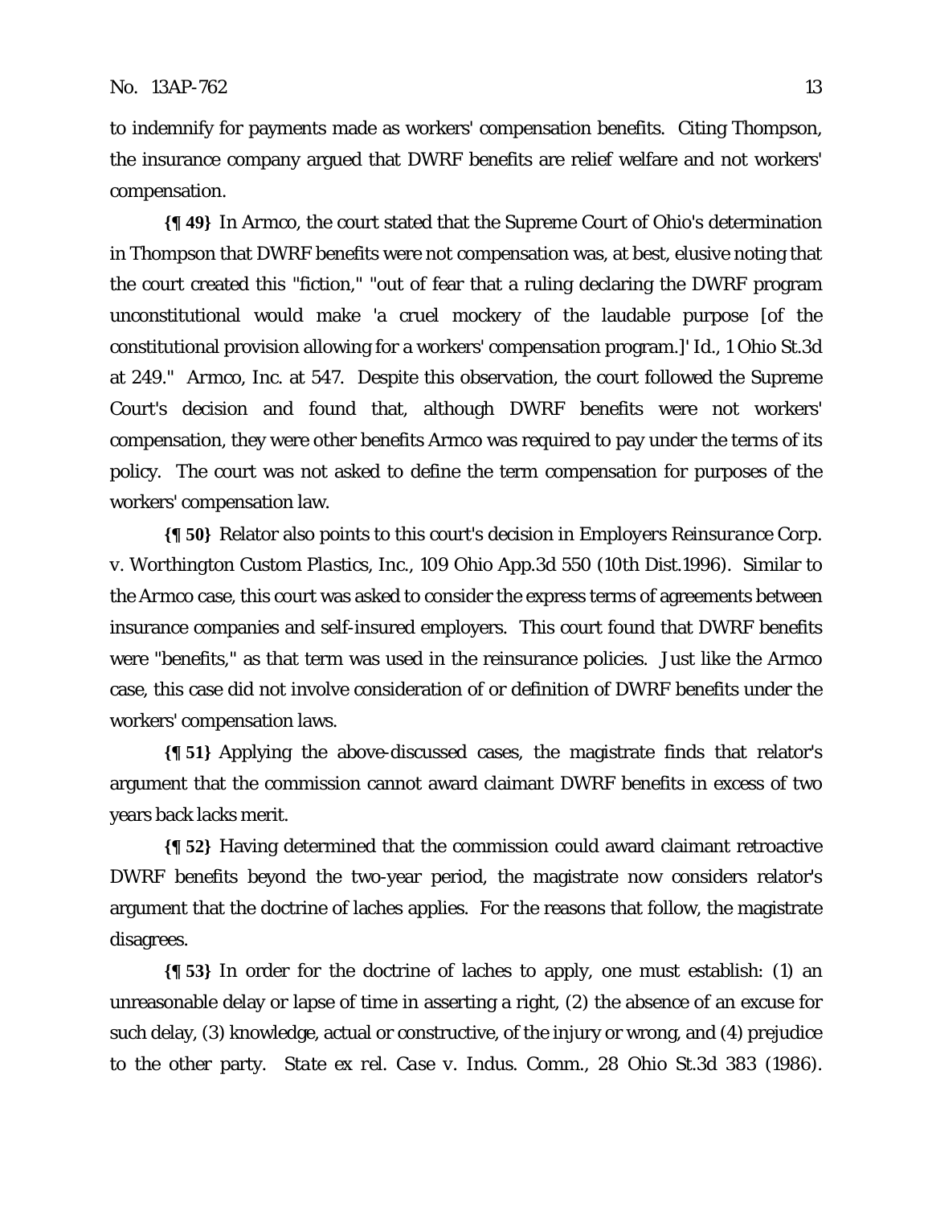to indemnify for payments made as workers' compensation benefits. Citing Thompson, the insurance company argued that DWRF benefits are relief welfare and not workers' compensation.

**{¶ 49}** In *Armco*, the court stated that the Supreme Court of Ohio's determination in Thompson that DWRF benefits were not compensation was, at best, elusive noting that the court created this "fiction," "out of fear that a ruling declaring the DWRF program unconstitutional would make 'a cruel mockery of the laudable purpose [of the constitutional provision allowing for a workers' compensation program.]' Id., 1 Ohio St.3d at 249." *Armco, Inc.* at 547. Despite this observation, the court followed the Supreme Court's decision and found that, although DWRF benefits were not workers' compensation, they were other benefits Armco was required to pay under the terms of its policy. The court was not asked to define the term compensation for purposes of the workers' compensation law.

**{¶ 50}** Relator also points to this court's decision in *Employers Reinsurance Corp. v. Worthington Custom Plastics, Inc.*, 109 Ohio App.3d 550 (10th Dist.1996). Similar to the Armco case, this court was asked to consider the express terms of agreements between insurance companies and self-insured employers. This court found that DWRF benefits were "benefits," as that term was used in the reinsurance policies. Just like the *Armco* case, this case did not involve consideration of or definition of DWRF benefits under the workers' compensation laws.

**{¶ 51}** Applying the above-discussed cases, the magistrate finds that relator's argument that the commission cannot award claimant DWRF benefits in excess of two years back lacks merit.

**{¶ 52}** Having determined that the commission could award claimant retroactive DWRF benefits beyond the two-year period, the magistrate now considers relator's argument that the doctrine of laches applies. For the reasons that follow, the magistrate disagrees.

**{¶ 53}** In order for the doctrine of laches to apply, one must establish: (1) an unreasonable delay or lapse of time in asserting a right, (2) the absence of an excuse for such delay, (3) knowledge, actual or constructive, of the injury or wrong, and (4) prejudice to the other party. *State ex rel. Case v. Indus. Comm.*, 28 Ohio St.3d 383 (1986).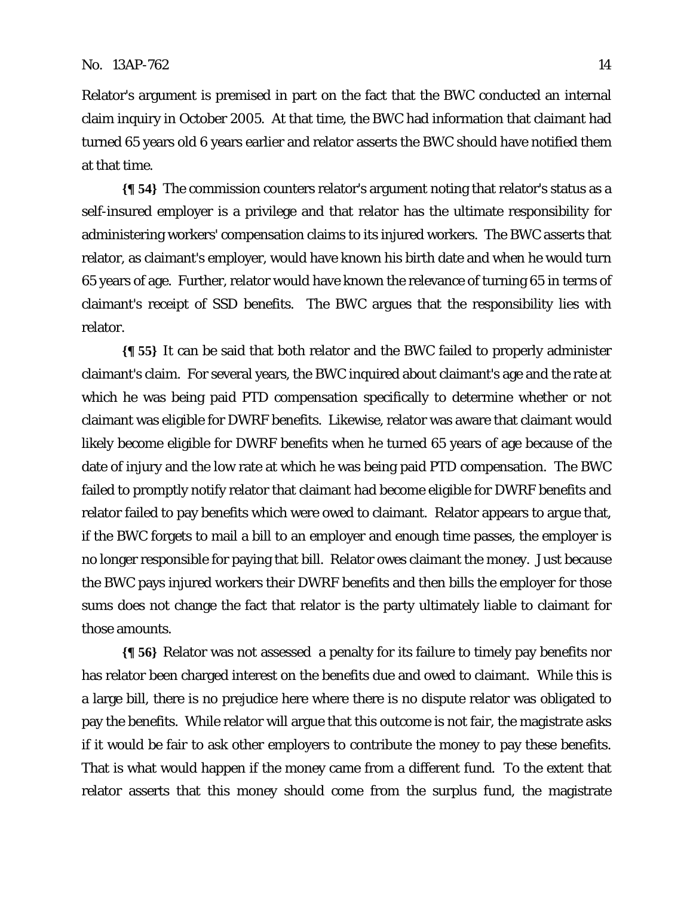Relator's argument is premised in part on the fact that the BWC conducted an internal claim inquiry in October 2005. At that time, the BWC had information that claimant had turned 65 years old 6 years earlier and relator asserts the BWC should have notified them at that time.

**{¶ 54}** The commission counters relator's argument noting that relator's status as a self-insured employer is a privilege and that relator has the ultimate responsibility for administering workers' compensation claims to its injured workers. The BWC asserts that relator, as claimant's employer, would have known his birth date and when he would turn 65 years of age. Further, relator would have known the relevance of turning 65 in terms of claimant's receipt of SSD benefits. The BWC argues that the responsibility lies with relator.

**{¶ 55}** It can be said that both relator and the BWC failed to properly administer claimant's claim. For several years, the BWC inquired about claimant's age and the rate at which he was being paid PTD compensation specifically to determine whether or not claimant was eligible for DWRF benefits. Likewise, relator was aware that claimant would likely become eligible for DWRF benefits when he turned 65 years of age because of the date of injury and the low rate at which he was being paid PTD compensation. The BWC failed to promptly notify relator that claimant had become eligible for DWRF benefits and relator failed to pay benefits which were owed to claimant. Relator appears to argue that, if the BWC forgets to mail a bill to an employer and enough time passes, the employer is no longer responsible for paying that bill. Relator owes claimant the money. Just because the BWC pays injured workers their DWRF benefits and then bills the employer for those sums does not change the fact that relator is the party ultimately liable to claimant for those amounts.

**{¶ 56}** Relator was not assessed a penalty for its failure to timely pay benefits nor has relator been charged interest on the benefits due and owed to claimant. While this is a large bill, there is no prejudice here where there is no dispute relator was obligated to pay the benefits. While relator will argue that this outcome is not fair, the magistrate asks if it would be fair to ask other employers to contribute the money to pay these benefits. That is what would happen if the money came from a different fund. To the extent that relator asserts that this money should come from the surplus fund, the magistrate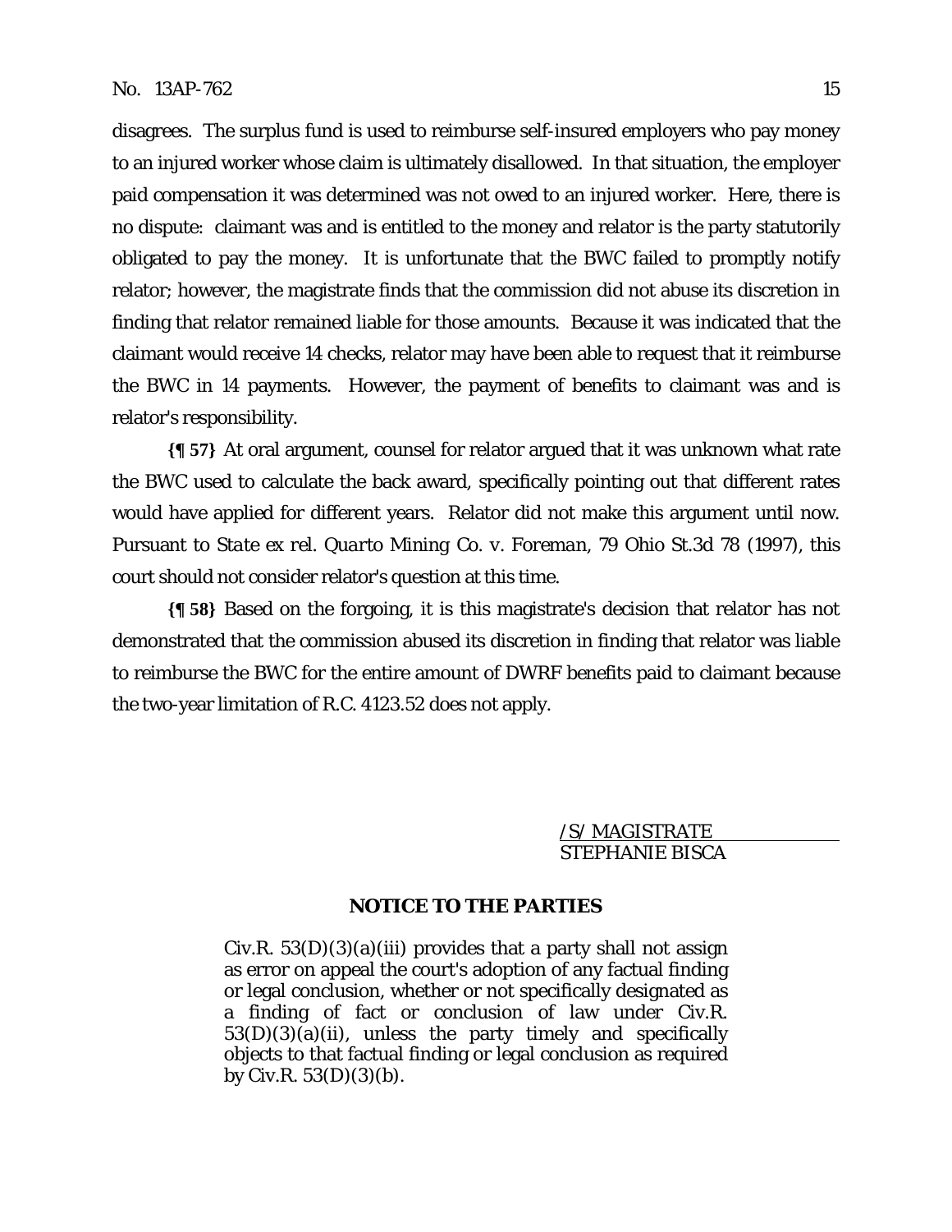disagrees. The surplus fund is used to reimburse self-insured employers who pay money to an injured worker whose claim is ultimately disallowed. In that situation, the employer paid compensation it was determined was not owed to an injured worker. Here, there is no dispute: claimant was and is entitled to the money and relator is the party statutorily obligated to pay the money. It is unfortunate that the BWC failed to promptly notify relator; however, the magistrate finds that the commission did not abuse its discretion in finding that relator remained liable for those amounts. Because it was indicated that the claimant would receive 14 checks, relator may have been able to request that it reimburse the BWC in 14 payments. However, the payment of benefits to claimant was and is relator's responsibility.

**{¶ 57}** At oral argument, counsel for relator argued that it was unknown what rate the BWC used to calculate the back award, specifically pointing out that different rates would have applied for different years. Relator did not make this argument until now. Pursuant to *State ex rel. Quarto Mining Co. v. Foreman*, 79 Ohio St.3d 78 (1997), this court should not consider relator's question at this time.

**{¶ 58}** Based on the forgoing, it is this magistrate's decision that relator has not demonstrated that the commission abused its discretion in finding that relator was liable to reimburse the BWC for the entire amount of DWRF benefits paid to claimant because the two-year limitation of R.C. 4123.52 does not apply.

/S/ MAGISTRATE
STEPHANIE BISCA

**NOTICE TO THE PARTIES**

Civ.R. 53(D)(3)(a)(iii) provides that a party shall not assign as error on appeal the court's adoption of any factual finding or legal conclusion, whether or not specifically designated as a finding of fact or conclusion of law under Civ.R. 53(D)(3)(a)(ii), unless the party timely and specifically objects to that factual finding or legal conclusion as required by Civ.R. 53(D)(3)(b).